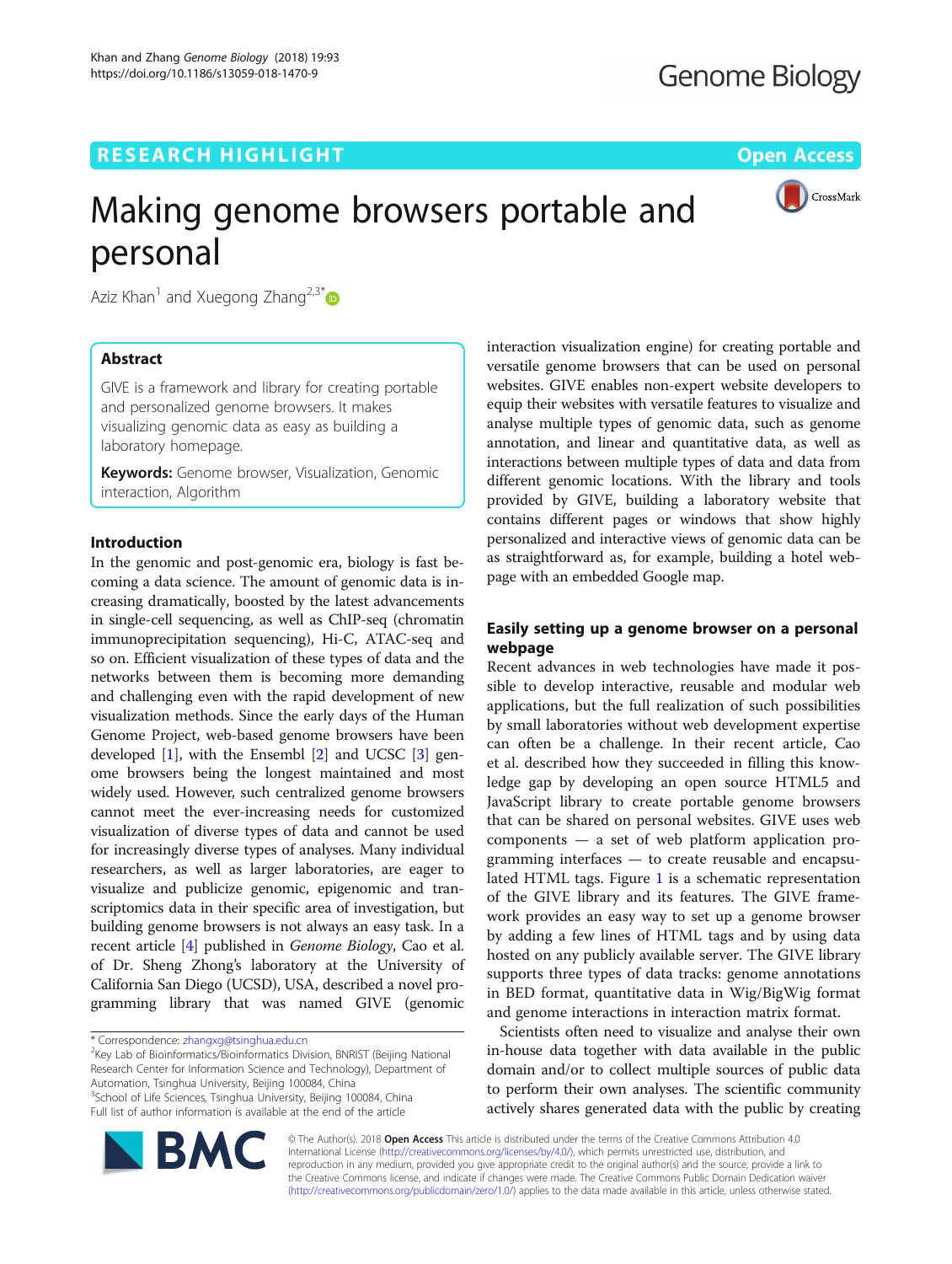RESEARCH HIGHLIGHT

Open Access

# Making genome browsers portable and personal

Aziz Khan[1] and Xuegong Zhang[2,3*]

## Abstract

GIVE is a framework and library for creating portable and personalized genome browsers. It makes visualizing genomic data as easy as building a laboratory homepage.

**Keywords:** Genome browser, Visualization, Genomic interaction, Algorithm

## Introduction

In the genomic and post-genomic era, biology is fast becoming a data science. The amount of genomic data is increasing dramatically, boosted by the latest advancements in single-cell sequencing, as well as ChIP-seq (chromatin immunoprecipitation sequencing), Hi-C, ATAC-seq and so on. Efficient visualization of these types of data and the networks between them is becoming more demanding and challenging even with the rapid development of new visualization methods. Since the early days of the Human Genome Project, web-based genome browsers have been developed [1], with the Ensembl [2] and UCSC [3] genome browsers being the longest maintained and most widely used. However, such centralized genome browsers cannot meet the ever-increasing needs for customized visualization of diverse types of data and cannot be used for increasingly diverse types of analyses. Many individual researchers, as well as larger laboratories, are eager to visualize and publicize genomic, epigenomic and transcriptomics data in their specific area of investigation, but building genome browsers is not always an easy task. In a recent article [4] published in *Genome Biology*, Cao et al. of Dr. Sheng Zhong's laboratory at the University of California San Diego (UCSD), USA, described a novel programming library that was named GIVE (genomic interaction visualization engine) for creating portable and versatile genome browsers that can be used on personal websites. GIVE enables non-expert website developers to equip their websites with versatile features to visualize and analyse multiple types of genomic data, such as genome annotation, and linear and quantitative data, as well as interactions between multiple types of data and data from different genomic locations. With the library and tools provided by GIVE, building a laboratory website that contains different pages or windows that show highly personalized and interactive views of genomic data can be as straightforward as, for example, building a hotel webpage with an embedded Google map.

## Easily setting up a genome browser on a personal webpage

Recent advances in web technologies have made it possible to develop interactive, reusable and modular web applications, but the full realization of such possibilities by small laboratories without web development expertise can often be a challenge. In their recent article, Cao et al. described how they succeeded in filling this knowledge gap by developing an open source HTML5 and JavaScript library to create portable genome browsers that can be shared on personal websites. GIVE uses web components — a set of web platform application programming interfaces — to create reusable and encapsulated HTML tags. Figure 1 is a schematic representation of the GIVE library and its features. The GIVE framework provides an easy way to set up a genome browser by adding a few lines of HTML tags and by using data hosted on any publicly available server. The GIVE library supports three types of data tracks: genome annotations in BED format, quantitative data in Wig/BigWig format and genome interactions in interaction matrix format.

Scientists often need to visualize and analyse their own in-house data together with data available in the public domain and/or to collect multiple sources of public data to perform their own analyses. The scientific community actively shares generated data with the public by creating

\* Correspondence: zhangxg@tsinghua.edu.cn
[2]Key Lab of Bioinformatics/Bioinformatics Division, BNRIST (Beijing National Research Center for Information Science and Technology), Department of Automation, Tsinghua University, Beijing 100084, China
[3]School of Life Sciences, Tsinghua University, Beijing 100084, China
Full list of author information is available at the end of the article

© The Author(s). 2018 **Open Access** This article is distributed under the terms of the Creative Commons Attribution 4.0 International License (http://creativecommons.org/licenses/by/4.0/), which permits unrestricted use, distribution, and reproduction in any medium, provided you give appropriate credit to the original author(s) and the source, provide a link to the Creative Commons license, and indicate if changes were made. The Creative Commons Public Domain Dedication waiver (http://creativecommons.org/publicdomain/zero/1.0/) applies to the data made available in this article, unless otherwise stated.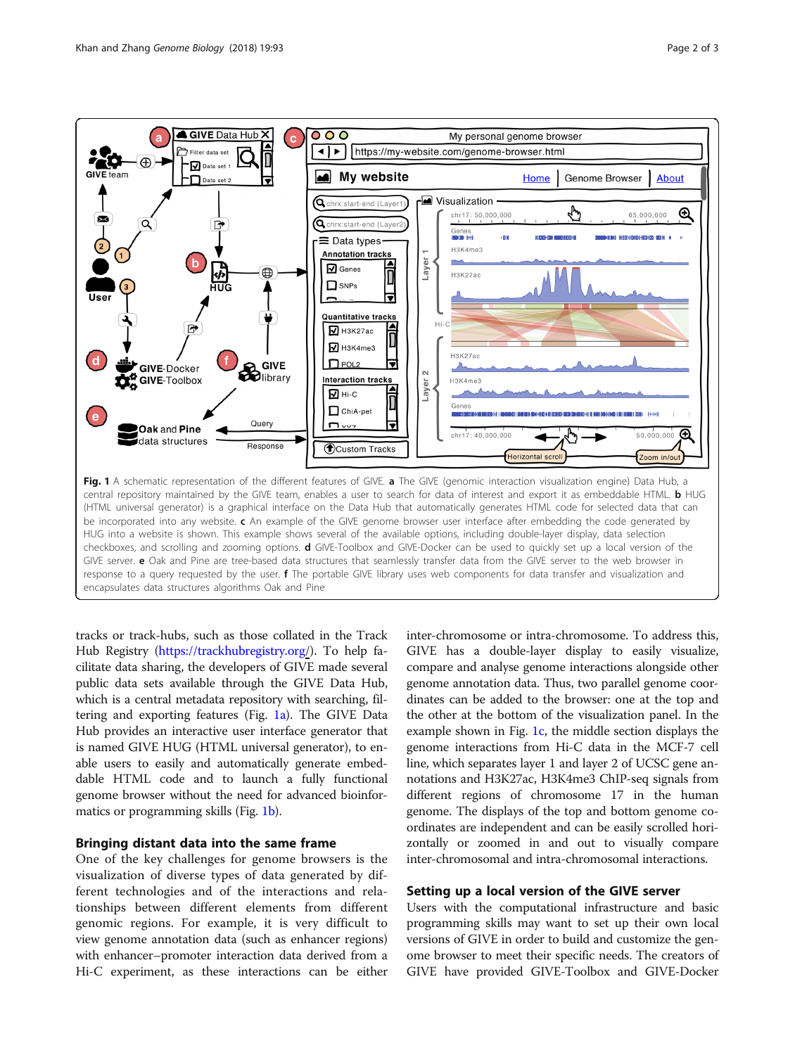**Fig. 1** A schematic representation of the different features of GIVE. **a** The GIVE (genomic interaction visualization engine) Data Hub, a central repository maintained by the GIVE team, enables a user to search for data of interest and export it as embeddable HTML. **b** HUG (HTML universal generator) is a graphical interface on the Data Hub that automatically generates HTML code for selected data that can be incorporated into any website. **c** An example of the GIVE genome browser user interface after embedding the code generated by HUG into a website is shown. This example shows several of the available options, including double-layer display, data selection checkboxes, and scrolling and zooming options. **d** GIVE-Toolbox and GIVE-Docker can be used to quickly set up a local version of the GIVE server. **e** Oak and Pine are tree-based data structures that seamlessly transfer data from the GIVE server to the web browser in response to a query requested by the user. **f** The portable GIVE library uses web components for data transfer and visualization and encapsulates data structures algorithms Oak and Pine

tracks or track-hubs, such as those collated in the Track Hub Registry (https://trackhubregistry.org/). To help facilitate data sharing, the developers of GIVE made several public data sets available through the GIVE Data Hub, which is a central metadata repository with searching, filtering and exporting features (Fig. 1a). The GIVE Data Hub provides an interactive user interface generator that is named GIVE HUG (HTML universal generator), to enable users to easily and automatically generate embeddable HTML code and to launch a fully functional genome browser without the need for advanced bioinformatics or programming skills (Fig. 1b).

## Bringing distant data into the same frame

One of the key challenges for genome browsers is the visualization of diverse types of data generated by different technologies and of the interactions and relationships between different elements from different genomic regions. For example, it is very difficult to view genome annotation data (such as enhancer regions) with enhancer–promoter interaction data derived from a Hi-C experiment, as these interactions can be either inter-chromosome or intra-chromosome. To address this, GIVE has a double-layer display to easily visualize, compare and analyse genome interactions alongside other genome annotation data. Thus, two parallel genome coordinates can be added to the browser: one at the top and the other at the bottom of the visualization panel. In the example shown in Fig. 1c, the middle section displays the genome interactions from Hi-C data in the MCF-7 cell line, which separates layer 1 and layer 2 of UCSC gene annotations and H3K27ac, H3K4me3 ChIP-seq signals from different regions of chromosome 17 in the human genome. The displays of the top and bottom genome coordinates are independent and can be easily scrolled horizontally or zoomed in and out to visually compare inter-chromosomal and intra-chromosomal interactions.

## Setting up a local version of the GIVE server

Users with the computational infrastructure and basic programming skills may want to set up their own local versions of GIVE in order to build and customize the genome browser to meet their specific needs. The creators of GIVE have provided GIVE-Toolbox and GIVE-Docker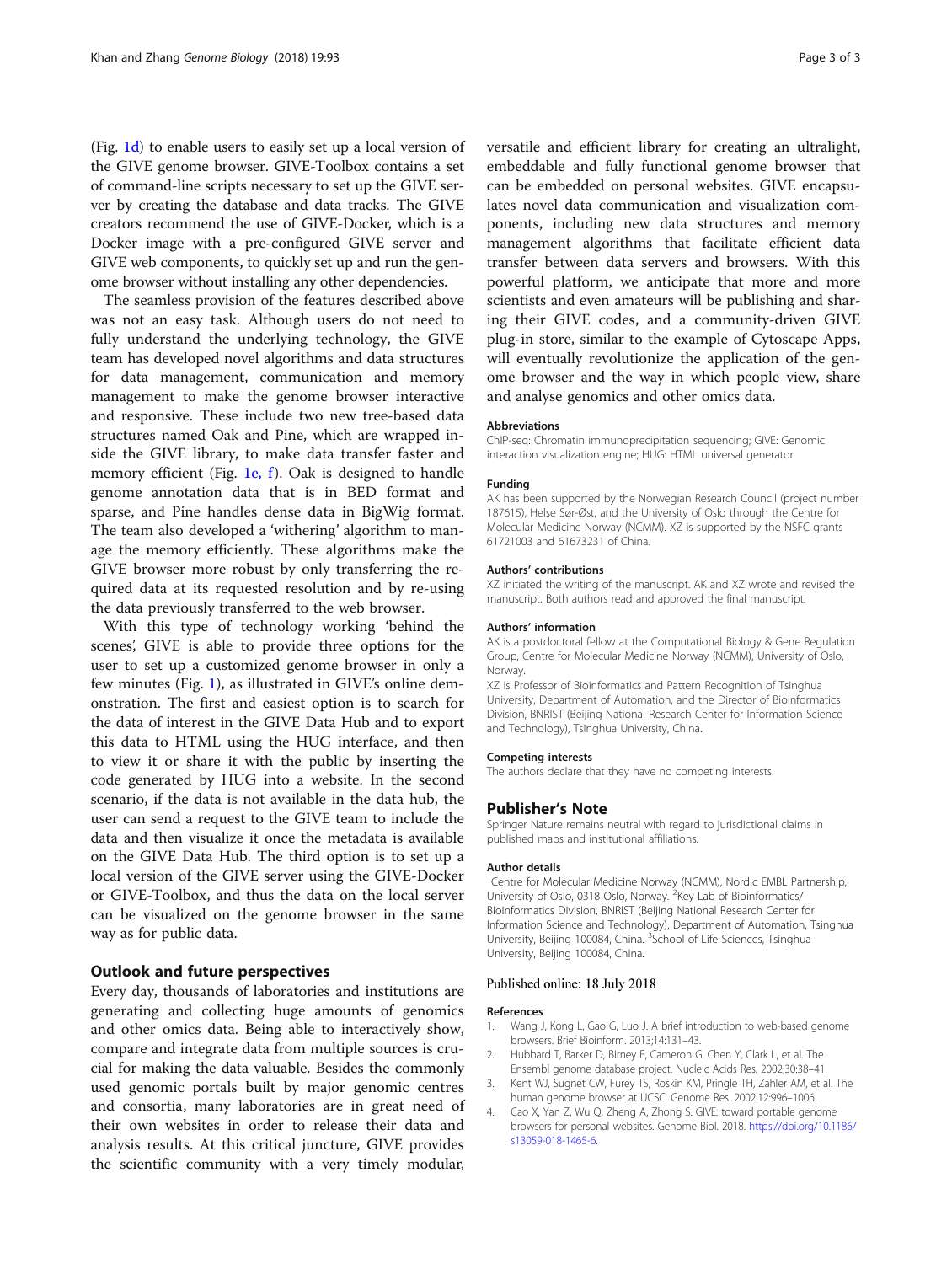(Fig. 1d) to enable users to easily set up a local version of the GIVE genome browser. GIVE-Toolbox contains a set of command-line scripts necessary to set up the GIVE server by creating the database and data tracks. The GIVE creators recommend the use of GIVE-Docker, which is a Docker image with a pre-configured GIVE server and GIVE web components, to quickly set up and run the genome browser without installing any other dependencies.

The seamless provision of the features described above was not an easy task. Although users do not need to fully understand the underlying technology, the GIVE team has developed novel algorithms and data structures for data management, communication and memory management to make the genome browser interactive and responsive. These include two new tree-based data structures named Oak and Pine, which are wrapped inside the GIVE library, to make data transfer faster and memory efficient (Fig. 1e, f). Oak is designed to handle genome annotation data that is in BED format and sparse, and Pine handles dense data in BigWig format. The team also developed a 'withering' algorithm to manage the memory efficiently. These algorithms make the GIVE browser more robust by only transferring the required data at its requested resolution and by re-using the data previously transferred to the web browser.

With this type of technology working 'behind the scenes', GIVE is able to provide three options for the user to set up a customized genome browser in only a few minutes (Fig. 1), as illustrated in GIVE's online demonstration. The first and easiest option is to search for the data of interest in the GIVE Data Hub and to export this data to HTML using the HUG interface, and then to view it or share it with the public by inserting the code generated by HUG into a website. In the second scenario, if the data is not available in the data hub, the user can send a request to the GIVE team to include the data and then visualize it once the metadata is available on the GIVE Data Hub. The third option is to set up a local version of the GIVE server using the GIVE-Docker or GIVE-Toolbox, and thus the data on the local server can be visualized on the genome browser in the same way as for public data.

## Outlook and future perspectives

Every day, thousands of laboratories and institutions are generating and collecting huge amounts of genomics and other omics data. Being able to interactively show, compare and integrate data from multiple sources is crucial for making the data valuable. Besides the commonly used genomic portals built by major genomic centres and consortia, many laboratories are in great need of their own websites in order to release their data and analysis results. At this critical juncture, GIVE provides the scientific community with a very timely modular, versatile and efficient library for creating an ultralight, embeddable and fully functional genome browser that can be embedded on personal websites. GIVE encapsulates novel data communication and visualization components, including new data structures and memory management algorithms that facilitate efficient data transfer between data servers and browsers. With this powerful platform, we anticipate that more and more scientists and even amateurs will be publishing and sharing their GIVE codes, and a community-driven GIVE plug-in store, similar to the example of Cytoscape Apps, will eventually revolutionize the application of the genome browser and the way in which people view, share and analyse genomics and other omics data.

#### Abbreviations

ChIP-seq: Chromatin immunoprecipitation sequencing; GIVE: Genomic interaction visualization engine; HUG: HTML universal generator

#### Funding

AK has been supported by the Norwegian Research Council (project number 187615), Helse Sør-Øst, and the University of Oslo through the Centre for Molecular Medicine Norway (NCMM). XZ is supported by the NSFC grants 61721003 and 61673231 of China.

#### Authors' contributions

XZ initiated the writing of the manuscript. AK and XZ wrote and revised the manuscript. Both authors read and approved the final manuscript.

#### Authors' information

AK is a postdoctoral fellow at the Computational Biology & Gene Regulation Group, Centre for Molecular Medicine Norway (NCMM), University of Oslo, Norway.

XZ is Professor of Bioinformatics and Pattern Recognition of Tsinghua University, Department of Automation, and the Director of Bioinformatics Division, BNRIST (Beijing National Research Center for Information Science and Technology), Tsinghua University, China.

#### Competing interests

The authors declare that they have no competing interests.

### Publisher's Note

Springer Nature remains neutral with regard to jurisdictional claims in published maps and institutional affiliations.

#### Author details

[1]Centre for Molecular Medicine Norway (NCMM), Nordic EMBL Partnership, University of Oslo, 0318 Oslo, Norway. [2]Key Lab of Bioinformatics/ Bioinformatics Division, BNRIST (Beijing National Research Center for Information Science and Technology), Department of Automation, Tsinghua University, Beijing 100084, China. [3]School of Life Sciences, Tsinghua University, Beijing 100084, China.

Published online: 18 July 2018

#### References

1. Wang J, Kong L, Gao G, Luo J. A brief introduction to web-based genome browsers. Brief Bioinform. 2013;14:131–43.
2. Hubbard T, Barker D, Birney E, Cameron G, Chen Y, Clark L, et al. The Ensembl genome database project. Nucleic Acids Res. 2002;30:38–41.
3. Kent WJ, Sugnet CW, Furey TS, Roskin KM, Pringle TH, Zahler AM, et al. The human genome browser at UCSC. Genome Res. 2002;12:996–1006.
4. Cao X, Yan Z, Wu Q, Zheng A, Zhong S. GIVE: toward portable genome browsers for personal websites. Genome Biol. 2018. https://doi.org/10.1186/s13059-018-1465-6.